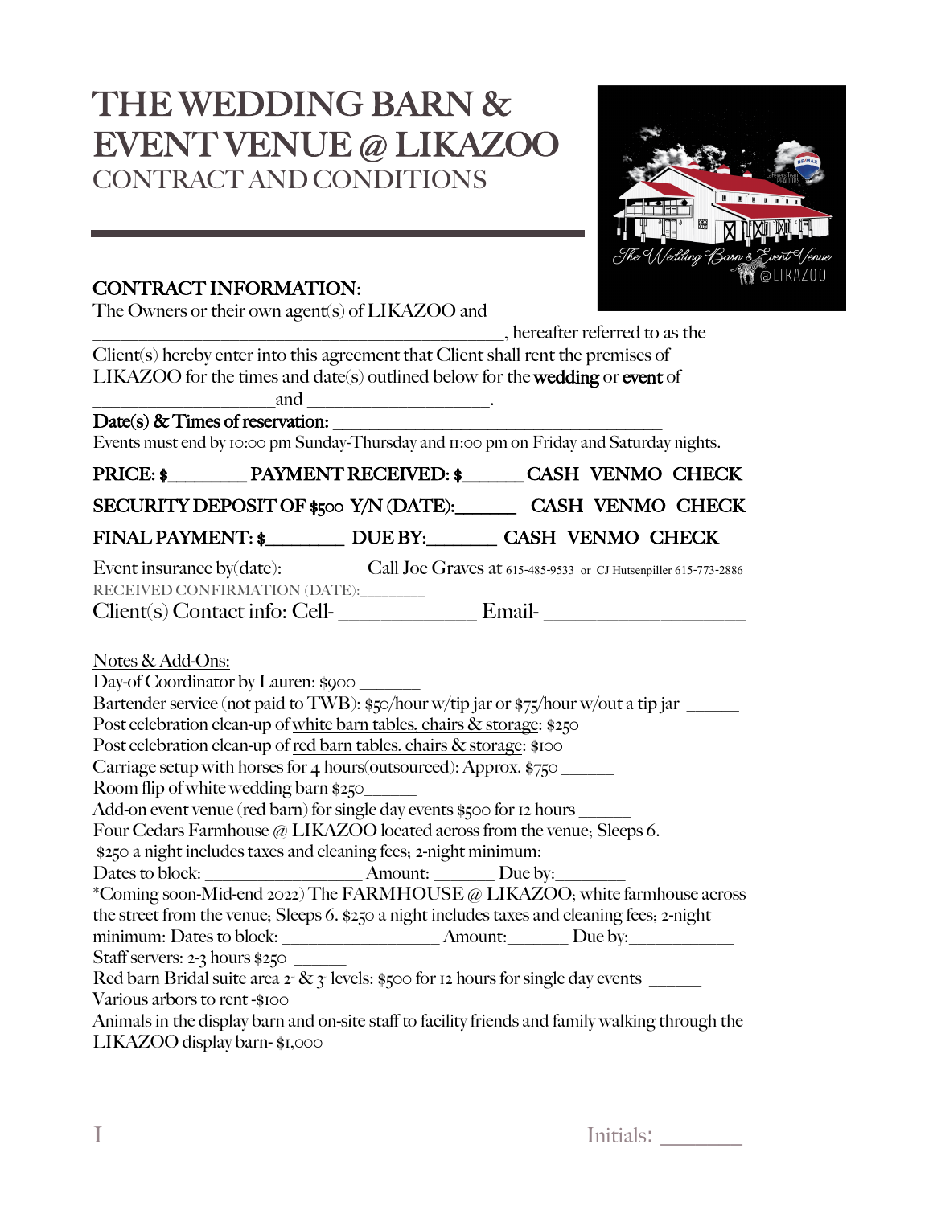# THE WEDDING BARN & EVENT VENUE @ LIKAZOO

## CONTRACT AND CONDITIONS

**CONTRACT INFORMATION:**

The Owners or their own agent(s) of LIKAZOO and _____________________________________________, hereafter referred to as the Client(s) hereby enter into this agreement that Client shall rent the premises of LIKAZOO for the times and date(s) outlined below for the **wedding** or **event** of ____________________and ____________________.

**Date(s) & Times of reservation:** ______________________________________

Events must end by 10:00 pm Sunday-Thursday and 11:00 pm on Friday and Saturday nights.

**PRICE: $________ PAYMENT RECEIVED: $______ CASH VENMO CHECK**

**SECURITY DEPOSIT OF $500 Y/N (DATE):______ CASH VENMO CHECK**

**FINAL PAYMENT: $________ DUE BY:_______ CASH VENMO CHECK**

Event insurance by(date):_________ Call Joe Graves at 615-485-9533 or CJ Hutsenpiller 615-773-2886

RECEIVED CONFIRMATION (DATE):________

Client(s) Contact info: Cell- ______________ Email- ____________________

Notes & Add-Ons:

Day-of Coordinator by Lauren: $900 _______

Bartender service (not paid to TWB): $50/hour w/tip jar or $75/hour w/out a tip jar ______

Post celebration clean-up of white barn tables, chairs & storage: $250 ______

Post celebration clean-up of red barn tables, chairs & storage: $100 ______

Carriage setup with horses for 4 hours(outsourced): Approx. $750 ______

Room flip of white wedding barn $250______

Add-on event venue (red barn) for single day events $500 for 12 hours ______

Four Cedars Farmhouse @ LIKAZOO located across from the venue; Sleeps 6. $250 a night includes taxes and cleaning fees; 2-night minimum:

Dates to block: _________________ Amount: _______ Due by:________

*Coming soon-Mid-end 2022) The FARMHOUSE @ LIKAZOO; white farmhouse across the street from the venue; Sleeps 6. $250 a night includes taxes and cleaning fees; 2-night minimum: Dates to block: _________________ Amount:_______ Due by:____________

Staff servers: 2-3 hours $250 ______

Red barn Bridal suite area 2nd & 3rd levels: $500 for 12 hours for single day events ______

Various arbors to rent -$100 ______

Animals in the display barn and on-site staff to facility friends and family walking through the LIKAZOO display barn- $1,000

Initials: _______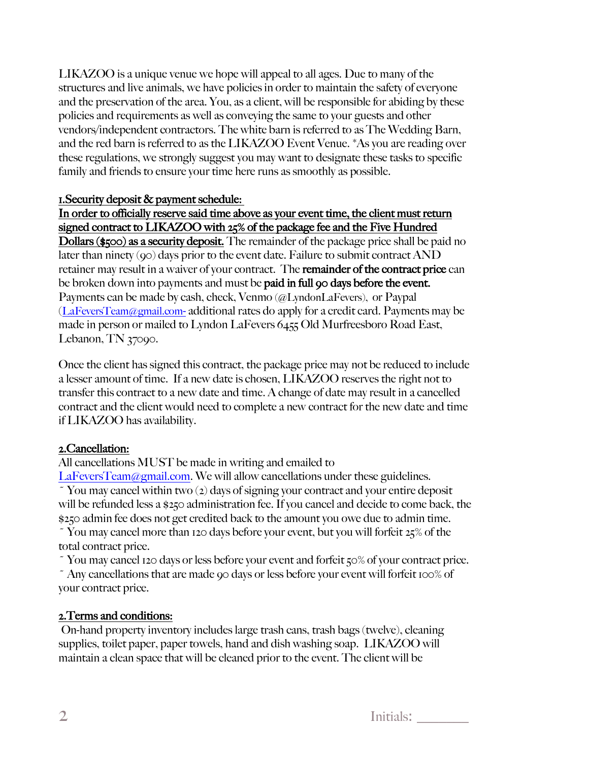LIKAZOO is a unique venue we hope will appeal to all ages. Due to many of the structures and live animals, we have policies in order to maintain the safety of everyone and the preservation of the area. You, as a client, will be responsible for abiding by these policies and requirements as well as conveying the same to your guests and other vendors/independent contractors. The white barn is referred to as The Wedding Barn, and the red barn is referred to as the LIKAZOO Event Venue. *As you are reading over these regulations, we strongly suggest you may want to designate these tasks to specific family and friends to ensure your time here runs as smoothly as possible.

**1.Security deposit & payment schedule:**

**In order to officially reserve said time above as your event time, the client must return signed contract to LIKAZOO with 25% of the package fee and the Five Hundred Dollars ($500) as a security deposit.** The remainder of the package price shall be paid no later than ninety (90) days prior to the event date. Failure to submit contract AND retainer may result in a waiver of your contract. The **remainder of the contract price** can be broken down into payments and must be **paid in full 90 days before the event.** Payments can be made by cash, check, Venmo (@LyndonLaFevers), or Paypal (LaFeversTeam@gmail.com- additional rates do apply for a credit card. Payments may be made in person or mailed to Lyndon LaFevers 6455 Old Murfreesboro Road East, Lebanon, TN 37090.

Once the client has signed this contract, the package price may not be reduced to include a lesser amount of time. If a new date is chosen, LIKAZOO reserves the right not to transfer this contract to a new date and time. A change of date may result in a cancelled contract and the client would need to complete a new contract for the new date and time if LIKAZOO has availability.

**2.Cancellation:**

All cancellations MUST be made in writing and emailed to LaFeversTeam@gmail.com. We will allow cancellations under these guidelines.

~ You may cancel within two (2) days of signing your contract and your entire deposit will be refunded less a $250 administration fee. If you cancel and decide to come back, the $250 admin fee does not get credited back to the amount you owe due to admin time.

~ You may cancel more than 120 days before your event, but you will forfeit 25% of the total contract price.

~ You may cancel 120 days or less before your event and forfeit 50% of your contract price.

~ Any cancellations that are made 90 days or less before your event will forfeit 100% of your contract price.

**2.Terms and conditions:**

On-hand property inventory includes large trash cans, trash bags (twelve), cleaning supplies, toilet paper, paper towels, hand and dish washing soap. LIKAZOO will maintain a clean space that will be cleaned prior to the event. The client will be

Initials: _______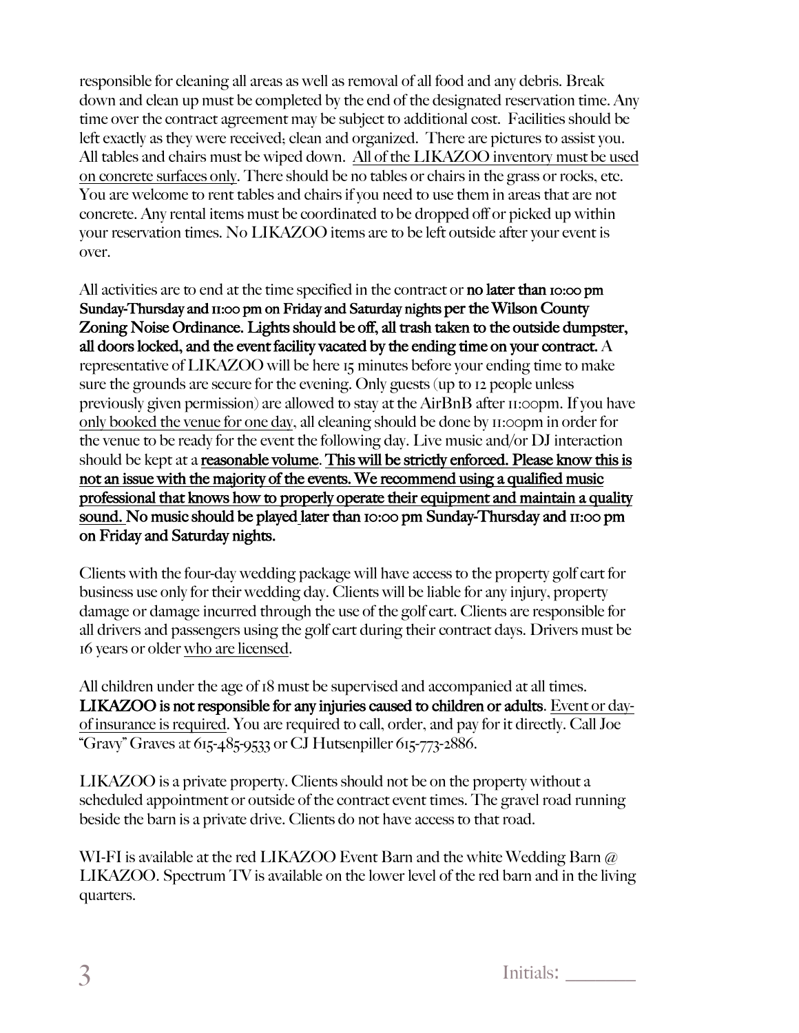responsible for cleaning all areas as well as removal of all food and any debris. Break down and clean up must be completed by the end of the designated reservation time. Any time over the contract agreement may be subject to additional cost. Facilities should be left exactly as they were received; clean and organized. There are pictures to assist you. All tables and chairs must be wiped down. <u>All of the LIKAZOO inventory must be used on concrete surfaces only</u>. There should be no tables or chairs in the grass or rocks, etc. You are welcome to rent tables and chairs if you need to use them in areas that are not concrete. Any rental items must be coordinated to be dropped off or picked up within your reservation times. No LIKAZOO items are to be left outside after your event is over.

All activities are to end at the time specified in the contract or **no later than 10:00 pm Sunday-Thursday and 11:00 pm on Friday and Saturday nights per the Wilson County Zoning Noise Ordinance. Lights should be off, all trash taken to the outside dumpster, all doors locked, and the event facility vacated by the ending time on your contract.** A representative of LIKAZOO will be here 15 minutes before your ending time to make sure the grounds are secure for the evening. Only guests (up to 12 people unless previously given permission) are allowed to stay at the AirBnB after 11:00pm. If you have <u>only booked the venue for one day</u>, all cleaning should be done by 11:00pm in order for the venue to be ready for the event the following day. Live music and/or DJ interaction should be kept at a **<u>reasonable volume</u>. <u>This will be strictly enforced. Please know this is not an issue with the majority of the events. We recommend using a qualified music professional that knows how to properly operate their equipment and maintain a quality sound.</u> No music should be played later than 10:00 pm Sunday-Thursday and 11:00 pm on Friday and Saturday nights.**

Clients with the four-day wedding package will have access to the property golf cart for business use only for their wedding day. Clients will be liable for any injury, property damage or damage incurred through the use of the golf cart. Clients are responsible for all drivers and passengers using the golf cart during their contract days. Drivers must be 16 years or older <u>who are licensed</u>.

All children under the age of 18 must be supervised and accompanied at all times. **LIKAZOO is not responsible for any injuries caused to children or adults**. <u>Event or day-of insurance is required</u>. You are required to call, order, and pay for it directly. Call Joe "Gravy" Graves at 615-485-9533 or CJ Hutsenpiller 615-773-2886.

LIKAZOO is a private property. Clients should not be on the property without a scheduled appointment or outside of the contract event times. The gravel road running beside the barn is a private drive. Clients do not have access to that road.

WI-FI is available at the red LIKAZOO Event Barn and the white Wedding Barn @ LIKAZOO. Spectrum TV is available on the lower level of the red barn and in the living quarters.

Initials: _______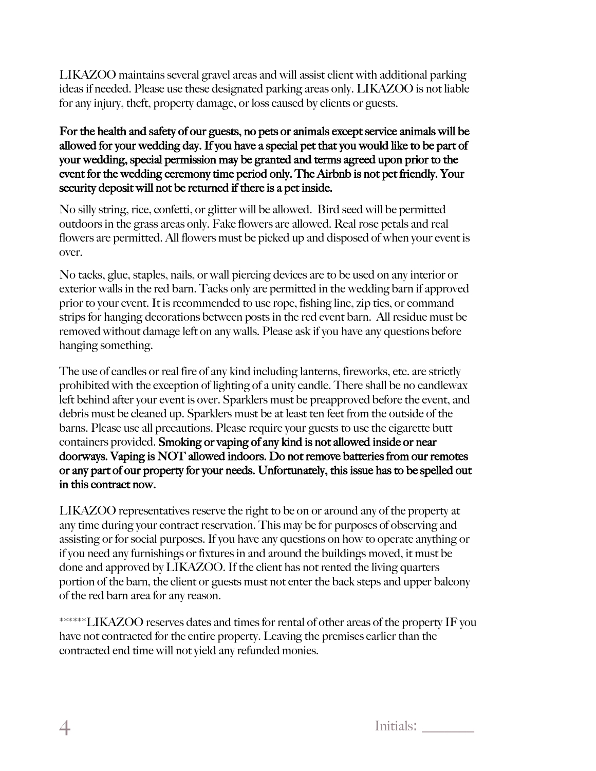LIKAZOO maintains several gravel areas and will assist client with additional parking ideas if needed. Please use these designated parking areas only. LIKAZOO is not liable for any injury, theft, property damage, or loss caused by clients or guests.

**For the health and safety of our guests, no pets or animals except service animals will be allowed for your wedding day. If you have a special pet that you would like to be part of your wedding, special permission may be granted and terms agreed upon prior to the event for the wedding ceremony time period only. The Airbnb is not pet friendly. Your security deposit will not be returned if there is a pet inside.**

No silly string, rice, confetti, or glitter will be allowed. Bird seed will be permitted outdoors in the grass areas only. Fake flowers are allowed. Real rose petals and real flowers are permitted. All flowers must be picked up and disposed of when your event is over.

No tacks, glue, staples, nails, or wall piercing devices are to be used on any interior or exterior walls in the red barn. Tacks only are permitted in the wedding barn if approved prior to your event. It is recommended to use rope, fishing line, zip ties, or command strips for hanging decorations between posts in the red event barn. All residue must be removed without damage left on any walls. Please ask if you have any questions before hanging something.

The use of candles or real fire of any kind including lanterns, fireworks, etc. are strictly prohibited with the exception of lighting of a unity candle. There shall be no candlewax left behind after your event is over. Sparklers must be preapproved before the event, and debris must be cleaned up. Sparklers must be at least ten feet from the outside of the barns. Please use all precautions. Please require your guests to use the cigarette butt containers provided. **Smoking or vaping of any kind is not allowed inside or near doorways. Vaping is NOT allowed indoors. Do not remove batteries from our remotes or any part of our property for your needs. Unfortunately, this issue has to be spelled out in this contract now.**

LIKAZOO representatives reserve the right to be on or around any of the property at any time during your contract reservation. This may be for purposes of observing and assisting or for social purposes. If you have any questions on how to operate anything or if you need any furnishings or fixtures in and around the buildings moved, it must be done and approved by LIKAZOO. If the client has not rented the living quarters portion of the barn, the client or guests must not enter the back steps and upper balcony of the red barn area for any reason.

******LIKAZOO reserves dates and times for rental of other areas of the property IF you have not contracted for the entire property. Leaving the premises earlier than the contracted end time will not yield any refunded monies.

Initials: _______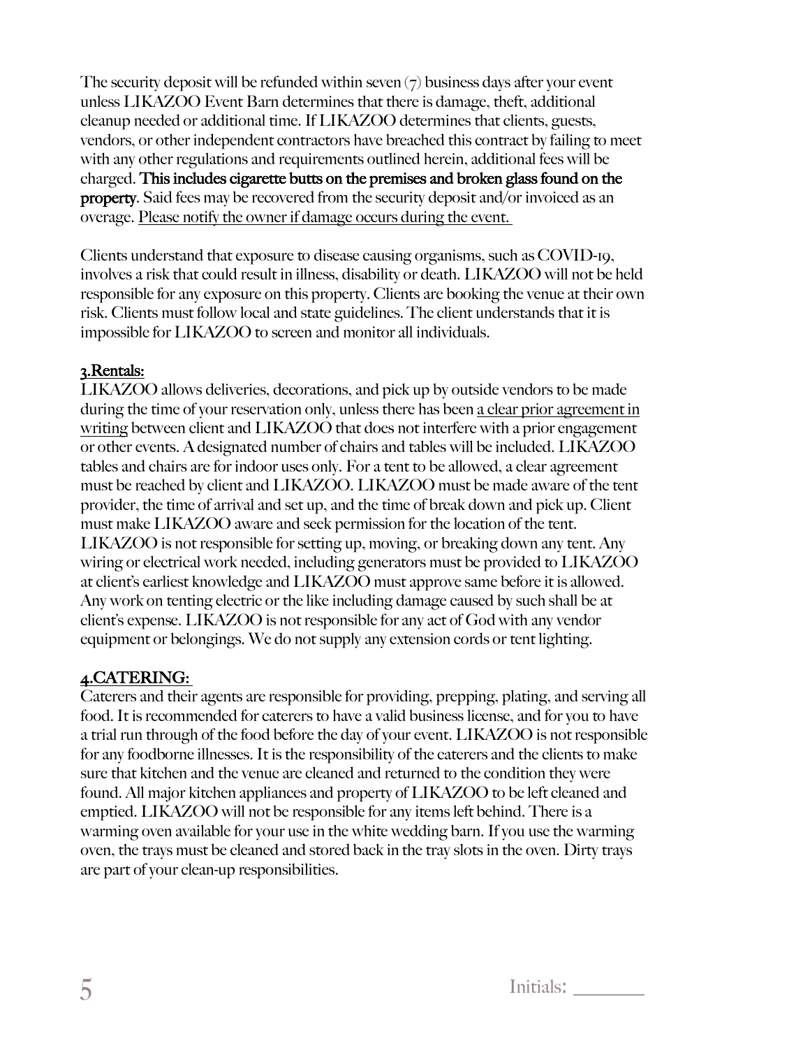The security deposit will be refunded within seven (7) business days after your event unless LIKAZOO Event Barn determines that there is damage, theft, additional cleanup needed or additional time. If LIKAZOO determines that clients, guests, vendors, or other independent contractors have breached this contract by failing to meet with any other regulations and requirements outlined herein, additional fees will be charged. **This includes cigarette butts on the premises and broken glass found on the property**. Said fees may be recovered from the security deposit and/or invoiced as an overage. <u>Please notify the owner if damage occurs during the event.</u>

Clients understand that exposure to disease causing organisms, such as COVID-19, involves a risk that could result in illness, disability or death. LIKAZOO will not be held responsible for any exposure on this property. Clients are booking the venue at their own risk. Clients must follow local and state guidelines. The client understands that it is impossible for LIKAZOO to screen and monitor all individuals.

## <u>3.Rentals:</u>

LIKAZOO allows deliveries, decorations, and pick up by outside vendors to be made during the time of your reservation only, unless there has been <u>a clear prior agreement in writing</u> between client and LIKAZOO that does not interfere with a prior engagement or other events. A designated number of chairs and tables will be included. LIKAZOO tables and chairs are for indoor uses only. For a tent to be allowed, a clear agreement must be reached by client and LIKAZOO. LIKAZOO must be made aware of the tent provider, the time of arrival and set up, and the time of break down and pick up. Client must make LIKAZOO aware and seek permission for the location of the tent. LIKAZOO is not responsible for setting up, moving, or breaking down any tent. Any wiring or electrical work needed, including generators must be provided to LIKAZOO at client's earliest knowledge and LIKAZOO must approve same before it is allowed. Any work on tenting electric or the like including damage caused by such shall be at client's expense. LIKAZOO is not responsible for any act of God with any vendor equipment or belongings. We do not supply any extension cords or tent lighting.

## <u>4.CATERING:</u>

Caterers and their agents are responsible for providing, prepping, plating, and serving all food. It is recommended for caterers to have a valid business license, and for you to have a trial run through of the food before the day of your event. LIKAZOO is not responsible for any foodborne illnesses. It is the responsibility of the caterers and the clients to make sure that kitchen and the venue are cleaned and returned to the condition they were found. All major kitchen appliances and property of LIKAZOO to be left cleaned and emptied. LIKAZOO will not be responsible for any items left behind. There is a warming oven available for your use in the white wedding barn. If you use the warming oven, the trays must be cleaned and stored back in the tray slots in the oven. Dirty trays are part of your clean-up responsibilities.

Initials: _______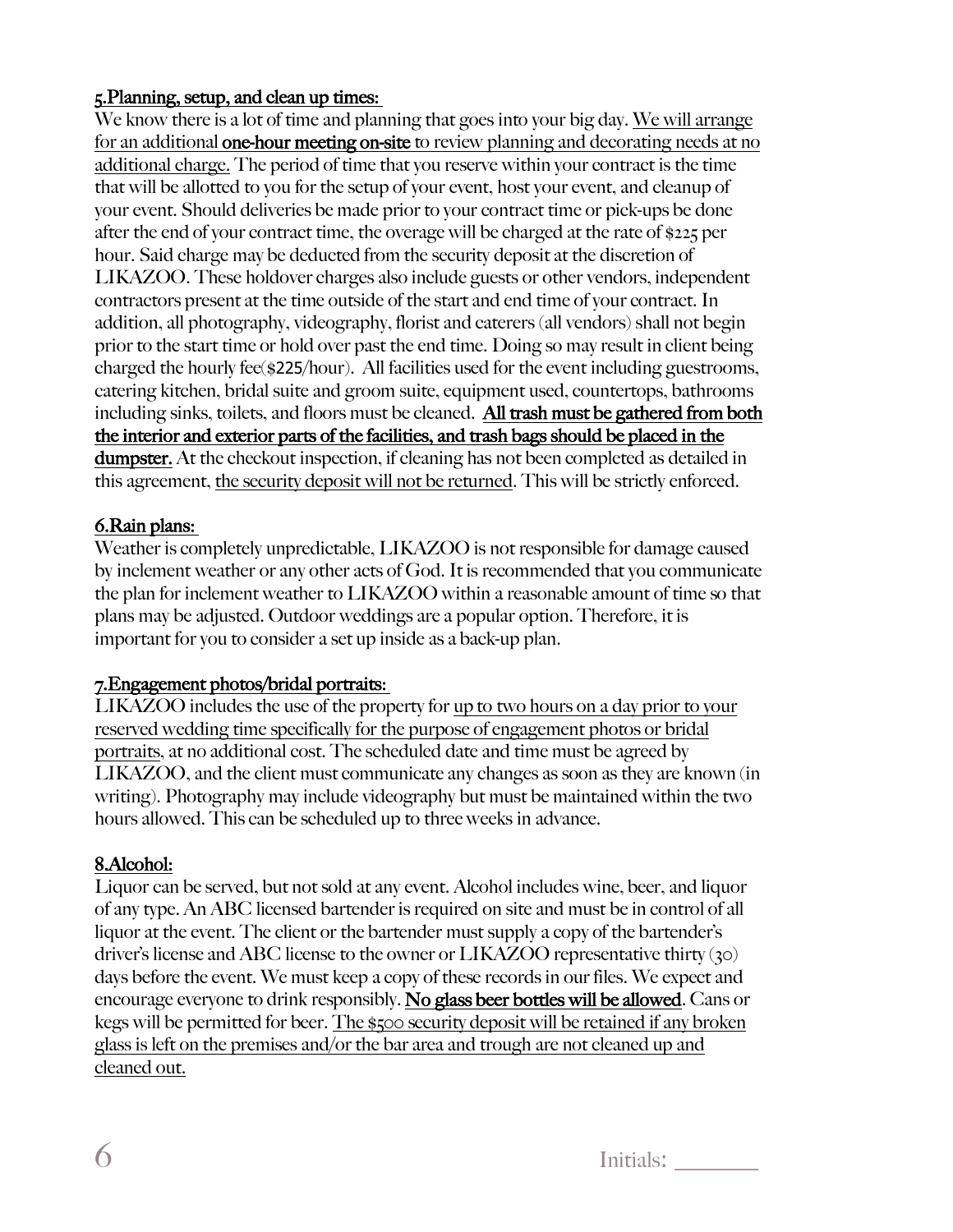**5.Planning, setup, and clean up times:**

We know there is a lot of time and planning that goes into your big day. We will arrange for an additional **one-hour meeting on-site** to review planning and decorating needs at no additional charge. The period of time that you reserve within your contract is the time that will be allotted to you for the setup of your event, host your event, and cleanup of your event. Should deliveries be made prior to your contract time or pick-ups be done after the end of your contract time, the overage will be charged at the rate of $225 per hour. Said charge may be deducted from the security deposit at the discretion of LIKAZOO. These holdover charges also include guests or other vendors, independent contractors present at the time outside of the start and end time of your contract. In addition, all photography, videography, florist and caterers (all vendors) shall not begin prior to the start time or hold over past the end time. Doing so may result in client being charged the hourly fee($225/hour). All facilities used for the event including guestrooms, catering kitchen, bridal suite and groom suite, equipment used, countertops, bathrooms including sinks, toilets, and floors must be cleaned. **All trash must be gathered from both the interior and exterior parts of the facilities, and trash bags should be placed in the dumpster.** At the checkout inspection, if cleaning has not been completed as detailed in this agreement, the security deposit will not be returned. This will be strictly enforced.

**6.Rain plans:**

Weather is completely unpredictable, LIKAZOO is not responsible for damage caused by inclement weather or any other acts of God. It is recommended that you communicate the plan for inclement weather to LIKAZOO within a reasonable amount of time so that plans may be adjusted. Outdoor weddings are a popular option. Therefore, it is important for you to consider a set up inside as a back-up plan.

**7.Engagement photos/bridal portraits:**

LIKAZOO includes the use of the property for up to two hours on a day prior to your reserved wedding time specifically for the purpose of engagement photos or bridal portraits, at no additional cost. The scheduled date and time must be agreed by LIKAZOO, and the client must communicate any changes as soon as they are known (in writing). Photography may include videography but must be maintained within the two hours allowed. This can be scheduled up to three weeks in advance.

**8.Alcohol:**

Liquor can be served, but not sold at any event. Alcohol includes wine, beer, and liquor of any type. An ABC licensed bartender is required on site and must be in control of all liquor at the event. The client or the bartender must supply a copy of the bartender's driver's license and ABC license to the owner or LIKAZOO representative thirty (30) days before the event. We must keep a copy of these records in our files. We expect and encourage everyone to drink responsibly. **No glass beer bottles will be allowed**. Cans or kegs will be permitted for beer. The $500 security deposit will be retained if any broken glass is left on the premises and/or the bar area and trough are not cleaned up and cleaned out.

Initials: _______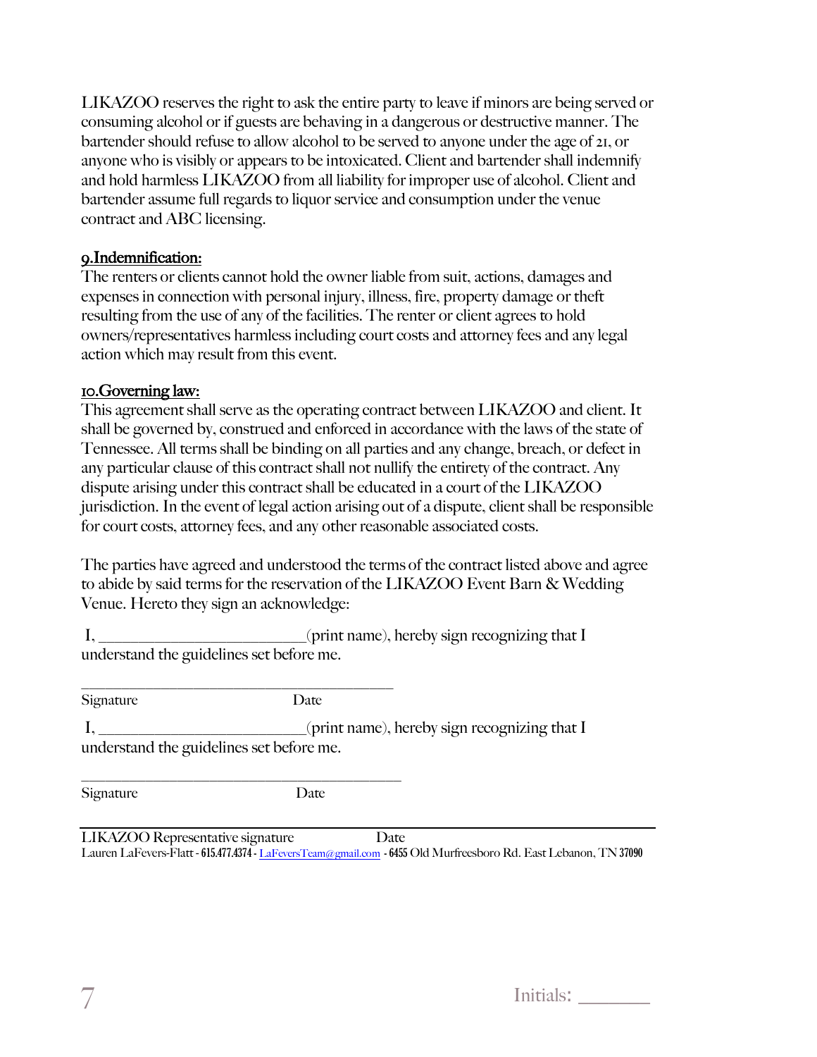LIKAZOO reserves the right to ask the entire party to leave if minors are being served or consuming alcohol or if guests are behaving in a dangerous or destructive manner. The bartender should refuse to allow alcohol to be served to anyone under the age of 21, or anyone who is visibly or appears to be intoxicated. Client and bartender shall indemnify and hold harmless LIKAZOO from all liability for improper use of alcohol. Client and bartender assume full regards to liquor service and consumption under the venue contract and ABC licensing.

**9.Indemnification:**

The renters or clients cannot hold the owner liable from suit, actions, damages and expenses in connection with personal injury, illness, fire, property damage or theft resulting from the use of any of the facilities. The renter or client agrees to hold owners/representatives harmless including court costs and attorney fees and any legal action which may result from this event.

**10.Governing law:**

This agreement shall serve as the operating contract between LIKAZOO and client. It shall be governed by, construed and enforced in accordance with the laws of the state of Tennessee. All terms shall be binding on all parties and any change, breach, or defect in any particular clause of this contract shall not nullify the entirety of the contract. Any dispute arising under this contract shall be educated in a court of the LIKAZOO jurisdiction. In the event of legal action arising out of a dispute, client shall be responsible for court costs, attorney fees, and any other reasonable associated costs.

The parties have agreed and understood the terms of the contract listed above and agree to abide by said terms for the reservation of the LIKAZOO Event Barn & Wedding Venue. Hereto they sign an acknowledge:

I, ___________________________(print name), hereby sign recognizing that I understand the guidelines set before me.

_____________________________________________

Signature                                   Date

I, ___________________________(print name), hereby sign recognizing that I understand the guidelines set before me.

_____________________________________________

Signature                                   Date

_____________________________________________

LIKAZOO Representative signature                    Date

Lauren LaFevers-Flatt - 615.477.4374 - LaFeversTeam@gmail.com - 6455 Old Murfreesboro Rd. East Lebanon, TN 37090

Initials: ________